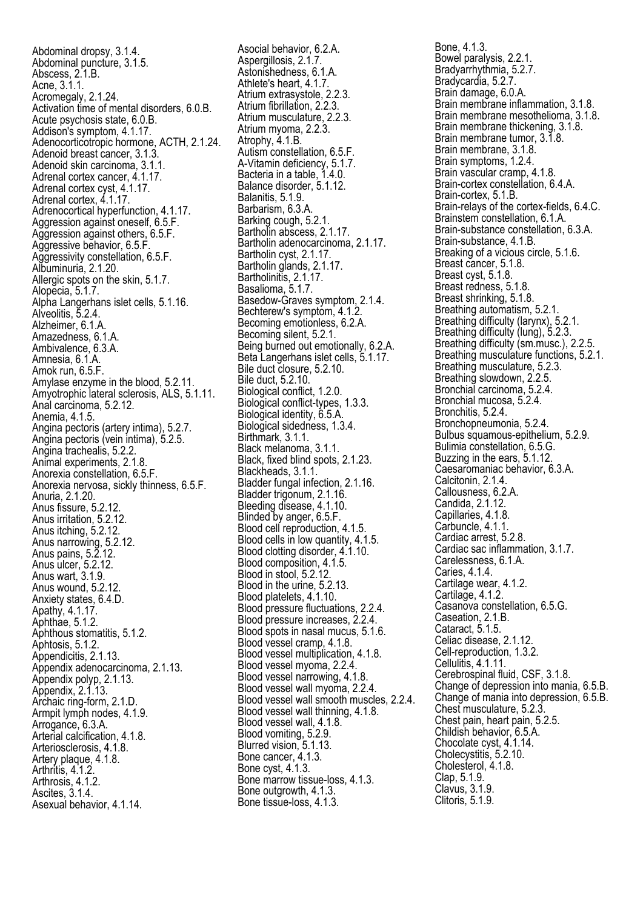Abdominal dropsy, 3.1.4.
Abdominal puncture, 3.1.5.
Abscess, 2.1.B.
Acne, 3.1.1.
Acromegaly, 2.1.24.
Activation time of mental disorders, 6.0.B.
Acute psychosis state, 6.0.B.
Addison's symptom, 4.1.17.
Adenocorticotropic hormone, ACTH, 2.1.24.
Adenoid breast cancer, 3.1.3.
Adenoid skin carcinoma, 3.1.1.
Adrenal cortex cancer, 4.1.17.
Adrenal cortex cyst, 4.1.17.
Adrenal cortex, 4.1.17.
Adrenocortical hyperfunction, 4.1.17.
Aggression against oneself, 6.5.F.
Aggression against others, 6.5.F.
Aggressive behavior, 6.5.F.
Aggressivity constellation, 6.5.F.
Albuminuria, 2.1.20.
Allergic spots on the skin, 5.1.7.
Alopecia, 5.1.7.
Alpha Langerhans islet cells, 5.1.16.
Alveolitis, 5.2.4.
Alzheimer, 6.1.A.
Amazedness, 6.1.A.
Ambivalence, 6.3.A.
Amnesia, 6.1.A.
Amok run, 6.5.F.
Amylase enzyme in the blood, 5.2.11.
Amyotrophic lateral sclerosis, ALS, 5.1.11.
Anal carcinoma, 5.2.12.
Anemia, 4.1.5.
Angina pectoris (artery intima), 5.2.7.
Angina pectoris (vein intima), 5.2.5.
Angina trachealis, 5.2.2.
Animal experiments, 2.1.8.
Anorexia constellation, 6.5.F.
Anorexia nervosa, sickly thinness, 6.5.F.
Anuria, 2.1.20.
Anus fissure, 5.2.12.
Anus irritation, 5.2.12.
Anus itching, 5.2.12.
Anus narrowing, 5.2.12.
Anus pains, 5.2.12.
Anus ulcer, 5.2.12.
Anus wart, 3.1.9.
Anus wound, 5.2.12.
Anxiety states, 6.4.D.
Apathy, 4.1.17.
Aphthae, 5.1.2.
Aphthous stomatitis, 5.1.2.
Aphtosis, 5.1.2.
Appendicitis, 2.1.13.
Appendix adenocarcinoma, 2.1.13.
Appendix polyp, 2.1.13.
Appendix, 2.1.13.
Archaic ring-form, 2.1.D.
Armpit lymph nodes, 4.1.9.
Arrogance, 6.3.A.
Arterial calcification, 4.1.8.
Arteriosclerosis, 4.1.8.
Artery plaque, 4.1.8.
Arthritis, 4.1.2.
Arthrosis, 4.1.2.
Ascites, 3.1.4.
Asexual behavior, 4.1.14.
Asocial behavior, 6.2.A.
Aspergillosis, 2.1.7.
Astonishedness, 6.1.A.
Athlete's heart, 4.1.7.
Atrium extrasystole, 2.2.3.
Atrium fibrillation, 2.2.3.
Atrium musculature, 2.2.3.
Atrium myoma, 2.2.3.
Atrophy, 4.1.B.
Autism constellation, 6.5.F.
A-Vitamin deficiency, 5.1.7.
Bacteria in a table, 1.4.0.
Balance disorder, 5.1.12.
Balanitis, 5.1.9.
Barbarism, 6.3.A.
Barking cough, 5.2.1.
Bartholin abscess, 2.1.17.
Bartholin adenocarcinoma, 2.1.17.
Bartholin cyst, 2.1.17.
Bartholin glands, 2.1.17.
Bartholinitis, 2.1.17.
Basalioma, 5.1.7.
Basedow-Graves symptom, 2.1.4.
Bechterew's symptom, 4.1.2.
Becoming emotionless, 6.2.A.
Becoming silent, 5.2.1.
Being burned out emotionally, 6.2.A.
Beta Langerhans islet cells, 5.1.17.
Bile duct closure, 5.2.10.
Bile duct, 5.2.10.
Biological conflict, 1.2.0.
Biological conflict-types, 1.3.3.
Biological identity, 6.5.A.
Biological sidedness, 1.3.4.
Birthmark, 3.1.1.
Black melanoma, 3.1.1.
Black, fixed blind spots, 2.1.23.
Blackheads, 3.1.1.
Bladder fungal infection, 2.1.16.
Bladder trigonum, 2.1.16.
Bleeding disease, 4.1.10.
Blinded by anger, 6.5.F.
Blood cell reproduction, 4.1.5.
Blood cells in low quantity, 4.1.5.
Blood clotting disorder, 4.1.10.
Blood composition, 4.1.5.
Blood in stool, 5.2.12.
Blood in the urine, 5.2.13.
Blood platelets, 4.1.10.
Blood pressure fluctuations, 2.2.4.
Blood pressure increases, 2.2.4.
Blood spots in nasal mucus, 5.1.6.
Blood vessel cramp, 4.1.8.
Blood vessel multiplication, 4.1.8.
Blood vessel myoma, 2.2.4.
Blood vessel narrowing, 4.1.8.
Blood vessel wall myoma, 2.2.4.
Blood vessel wall smooth muscles, 2.2.4.
Blood vessel wall thinning, 4.1.8.
Blood vessel wall, 4.1.8.
Blood vomiting, 5.2.9.
Blurred vision, 5.1.13.
Bone cancer, 4.1.3.
Bone cyst, 4.1.3.
Bone marrow tissue-loss, 4.1.3.
Bone outgrowth, 4.1.3.
Bone tissue-loss, 4.1.3.
Bone, 4.1.3.
Bowel paralysis, 2.2.1.
Bradyarrhythmia, 5.2.7.
Bradycardia, 5.2.7.
Brain damage, 6.0.A.
Brain membrane inflammation, 3.1.8.
Brain membrane mesothelioma, 3.1.8.
Brain membrane thickening, 3.1.8.
Brain membrane tumor, 3.1.8.
Brain membrane, 3.1.8.
Brain symptoms, 1.2.4.
Brain vascular cramp, 4.1.8.
Brain-cortex constellation, 6.4.A.
Brain-cortex, 5.1.B.
Brain-relays of the cortex-fields, 6.4.C.
Brainstem constellation, 6.1.A.
Brain-substance constellation, 6.3.A.
Brain-substance, 4.1.B.
Breaking of a vicious circle, 5.1.6.
Breast cancer, 5.1.8.
Breast cyst, 5.1.8.
Breast redness, 5.1.8.
Breast shrinking, 5.1.8.
Breathing automatism, 5.2.1.
Breathing difficulty (larynx), 5.2.1.
Breathing difficulty (lung), 5.2.3.
Breathing difficulty (sm.musc.), 2.2.5.
Breathing musculature functions, 5.2.1.
Breathing musculature, 5.2.3.
Breathing slowdown, 2.2.5.
Bronchial carcinoma, 5.2.4.
Bronchial mucosa, 5.2.4.
Bronchitis, 5.2.4.
Bronchopneumonia, 5.2.4.
Bulbus squamous-epithelium, 5.2.9.
Bulimia constellation, 6.5.G.
Buzzing in the ears, 5.1.12.
Caesaromaniac behavior, 6.3.A.
Calcitonin, 2.1.4.
Callousness, 6.2.A.
Candida, 2.1.12.
Capillaries, 4.1.8.
Carbuncle, 4.1.1.
Cardiac arrest, 5.2.8.
Cardiac sac inflammation, 3.1.7.
Carelessness, 6.1.A.
Caries, 4.1.4.
Cartilage wear, 4.1.2.
Cartilage, 4.1.2.
Casanova constellation, 6.5.G.
Caseation, 2.1.B.
Cataract, 5.1.5.
Celiac disease, 2.1.12.
Cell-reproduction, 1.3.2.
Cellulitis, 4.1.11.
Cerebrospinal fluid, CSF, 3.1.8.
Change of depression into mania, 6.5.B.
Change of mania into depression, 6.5.B.
Chest musculature, 5.2.3.
Chest pain, heart pain, 5.2.5.
Childish behavior, 6.5.A.
Chocolate cyst, 4.1.14.
Cholecystitis, 5.2.10.
Cholesterol, 4.1.8.
Clap, 5.1.9.
Clavus, 3.1.9.
Clitoris, 5.1.9.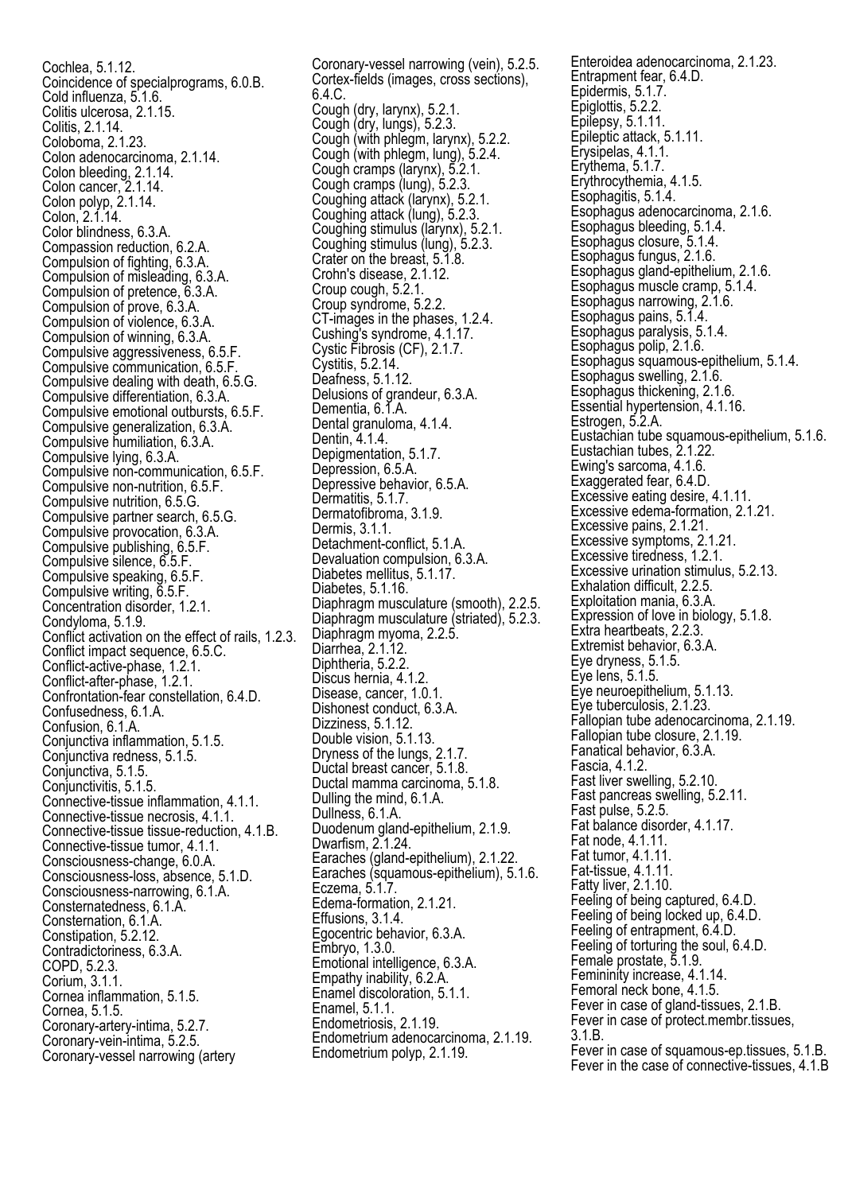Cochlea, 5.1.12.
Coincidence of specialprograms, 6.0.B.
Cold influenza, 5.1.6.
Colitis ulcerosa, 2.1.15.
Colitis, 2.1.14.
Coloboma, 2.1.23.
Colon adenocarcinoma, 2.1.14.
Colon bleeding, 2.1.14.
Colon cancer, 2.1.14.
Colon polyp, 2.1.14.
Colon, 2.1.14.
Color blindness, 6.3.A.
Compassion reduction, 6.2.A.
Compulsion of fighting, 6.3.A.
Compulsion of misleading, 6.3.A.
Compulsion of pretence, 6.3.A.
Compulsion of prove, 6.3.A.
Compulsion of violence, 6.3.A.
Compulsion of winning, 6.3.A.
Compulsive aggressiveness, 6.5.F.
Compulsive communication, 6.5.F.
Compulsive dealing with death, 6.5.G.
Compulsive differentiation, 6.3.A.
Compulsive emotional outbursts, 6.5.F.
Compulsive generalization, 6.3.A.
Compulsive humiliation, 6.3.A.
Compulsive lying, 6.3.A.
Compulsive non-communication, 6.5.F.
Compulsive non-nutrition, 6.5.F.
Compulsive nutrition, 6.5.G.
Compulsive partner search, 6.5.G.
Compulsive provocation, 6.3.A.
Compulsive publishing, 6.5.F.
Compulsive silence, 6.5.F.
Compulsive speaking, 6.5.F.
Compulsive writing, 6.5.F.
Concentration disorder, 1.2.1.
Condyloma, 5.1.9.
Conflict activation on the effect of rails, 1.2.3.
Conflict impact sequence, 6.5.C.
Conflict-active-phase, 1.2.1.
Conflict-after-phase, 1.2.1.
Confrontation-fear constellation, 6.4.D.
Confusedness, 6.1.A.
Confusion, 6.1.A.
Conjunctiva inflammation, 5.1.5.
Conjunctiva redness, 5.1.5.
Conjunctiva, 5.1.5.
Conjunctivitis, 5.1.5.
Connective-tissue inflammation, 4.1.1.
Connective-tissue necrosis, 4.1.1.
Connective-tissue tissue-reduction, 4.1.B.
Connective-tissue tumor, 4.1.1.
Consciousness-change, 6.0.A.
Consciousness-loss, absence, 5.1.D.
Consciousness-narrowing, 6.1.A.
Consternatedness, 6.1.A.
Consternation, 6.1.A.
Constipation, 5.2.12.
Contradictoriness, 6.3.A.
COPD, 5.2.3.
Corium, 3.1.1.
Cornea inflammation, 5.1.5.
Cornea, 5.1.5.
Coronary-artery-intima, 5.2.7.
Coronary-vein-intima, 5.2.5.
Coronary-vessel narrowing (artery
Coronary-vessel narrowing (vein), 5.2.5.
Cortex-fields (images, cross sections), 6.4.C.
Cough (dry, larynx), 5.2.1.
Cough (dry, lungs), 5.2.3.
Cough (with phlegm, larynx), 5.2.2.
Cough (with phlegm, lung), 5.2.4.
Cough cramps (larynx), 5.2.1.
Cough cramps (lung), 5.2.3.
Coughing attack (larynx), 5.2.1.
Coughing attack (lung), 5.2.3.
Coughing stimulus (larynx), 5.2.1.
Coughing stimulus (lung), 5.2.3.
Crater on the breast, 5.1.8.
Crohn's disease, 2.1.12.
Croup cough, 5.2.1.
Croup syndrome, 5.2.2.
CT-images in the phases, 1.2.4.
Cushing's syndrome, 4.1.17.
Cystic Fibrosis (CF), 2.1.7.
Cystitis, 5.2.14.
Deafness, 5.1.12.
Delusions of grandeur, 6.3.A.
Dementia, 6.1.A.
Dental granuloma, 4.1.4.
Dentin, 4.1.4.
Depigmentation, 5.1.7.
Depression, 6.5.A.
Depressive behavior, 6.5.A.
Dermatitis, 5.1.7.
Dermatofibroma, 3.1.9.
Dermis, 3.1.1.
Detachment-conflict, 5.1.A.
Devaluation compulsion, 6.3.A.
Diabetes mellitus, 5.1.17.
Diabetes, 5.1.16.
Diaphragm musculature (smooth), 2.2.5.
Diaphragm musculature (striated), 5.2.3.
Diaphragm myoma, 2.2.5.
Diarrhea, 2.1.12.
Diphtheria, 5.2.2.
Discus hernia, 4.1.2.
Disease, cancer, 1.0.1.
Dishonest conduct, 6.3.A.
Dizziness, 5.1.12.
Double vision, 5.1.13.
Dryness of the lungs, 2.1.7.
Ductal breast cancer, 5.1.8.
Ductal mamma carcinoma, 5.1.8.
Dulling the mind, 6.1.A.
Dullness, 6.1.A.
Duodenum gland-epithelium, 2.1.9.
Dwarfism, 2.1.24.
Earaches (gland-epithelium), 2.1.22.
Earaches (squamous-epithelium), 5.1.6.
Eczema, 5.1.7.
Edema-formation, 2.1.21.
Effusions, 3.1.4.
Egocentric behavior, 6.3.A.
Embryo, 1.3.0.
Emotional intelligence, 6.3.A.
Empathy inability, 6.2.A.
Enamel discoloration, 5.1.1.
Enamel, 5.1.1.
Endometriosis, 2.1.19.
Endometrium adenocarcinoma, 2.1.19.
Endometrium polyp, 2.1.19.
Enteroidea adenocarcinoma, 2.1.23.
Entrapment fear, 6.4.D.
Epidermis, 5.1.7.
Epiglottis, 5.2.2.
Epilepsy, 5.1.11.
Epileptic attack, 5.1.11.
Erysipelas, 4.1.1.
Erythema, 5.1.7.
Erythrocythemia, 4.1.5.
Esophagitis, 5.1.4.
Esophagus adenocarcinoma, 2.1.6.
Esophagus bleeding, 5.1.4.
Esophagus closure, 5.1.4.
Esophagus fungus, 2.1.6.
Esophagus gland-epithelium, 2.1.6.
Esophagus muscle cramp, 5.1.4.
Esophagus narrowing, 2.1.6.
Esophagus pains, 5.1.4.
Esophagus paralysis, 5.1.4.
Esophagus polip, 2.1.6.
Esophagus squamous-epithelium, 5.1.4.
Esophagus swelling, 2.1.6.
Esophagus thickening, 2.1.6.
Essential hypertension, 4.1.16.
Estrogen, 5.2.A.
Eustachian tube squamous-epithelium, 5.1.6.
Eustachian tubes, 2.1.22.
Ewing's sarcoma, 4.1.6.
Exaggerated fear, 6.4.D.
Excessive eating desire, 4.1.11.
Excessive edema-formation, 2.1.21.
Excessive pains, 2.1.21.
Excessive symptoms, 2.1.21.
Excessive tiredness, 1.2.1.
Excessive urination stimulus, 5.2.13.
Exhalation difficult, 2.2.5.
Exploitation mania, 6.3.A.
Expression of love in biology, 5.1.8.
Extra heartbeats, 2.2.3.
Extremist behavior, 6.3.A.
Eye dryness, 5.1.5.
Eye lens, 5.1.5.
Eye neuroepithelium, 5.1.13.
Eye tuberculosis, 2.1.23.
Fallopian tube adenocarcinoma, 2.1.19.
Fallopian tube closure, 2.1.19.
Fanatical behavior, 6.3.A.
Fascia, 4.1.2.
Fast liver swelling, 5.2.10.
Fast pancreas swelling, 5.2.11.
Fast pulse, 5.2.5.
Fat balance disorder, 4.1.17.
Fat node, 4.1.11.
Fat tumor, 4.1.11.
Fat-tissue, 4.1.11.
Fatty liver, 2.1.10.
Feeling of being captured, 6.4.D.
Feeling of being locked up, 6.4.D.
Feeling of entrapment, 6.4.D.
Feeling of torturing the soul, 6.4.D.
Female prostate, 5.1.9.
Femininity increase, 4.1.14.
Femoral neck bone, 4.1.5.
Fever in case of gland-tissues, 2.1.B.
Fever in case of protect.membr.tissues, 3.1.B.
Fever in case of squamous-ep.tissues, 5.1.B.
Fever in the case of connective-tissues, 4.1.B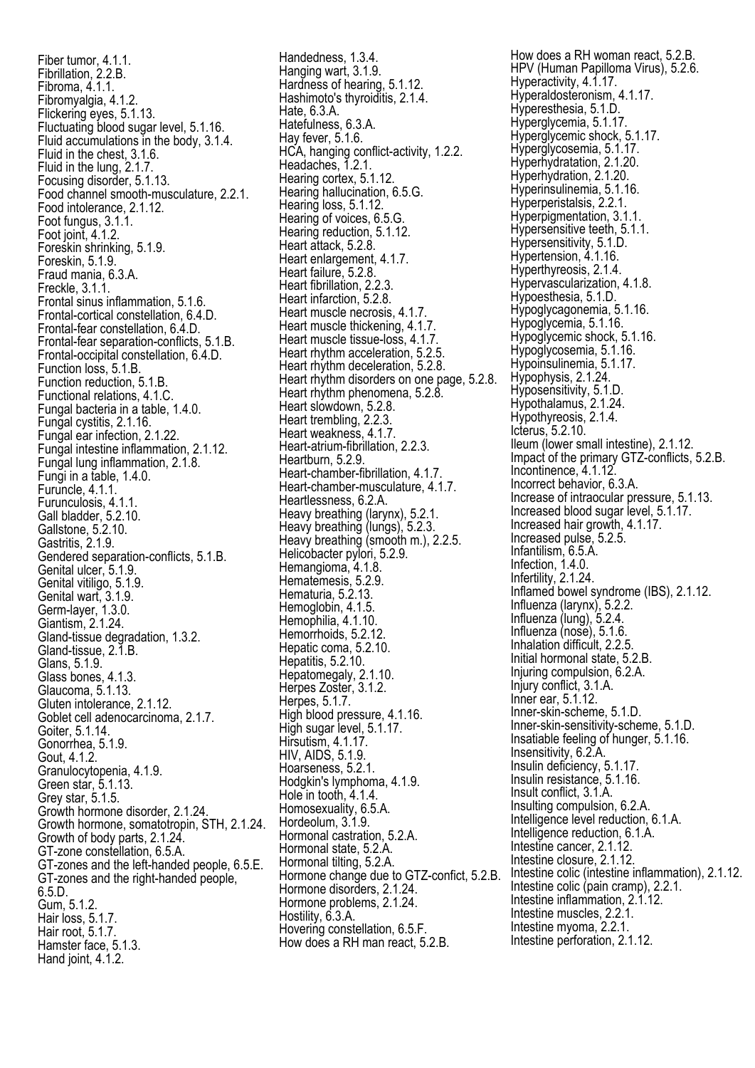Fiber tumor, 4.1.1.
Fibrillation, 2.2.B.
Fibroma, 4.1.1.
Fibromyalgia, 4.1.2.
Flickering eyes, 5.1.13.
Fluctuating blood sugar level, 5.1.16.
Fluid accumulations in the body, 3.1.4.
Fluid in the chest, 3.1.6.
Fluid in the lung, 2.1.7.
Focusing disorder, 5.1.13.
Food channel smooth-musculature, 2.2.1.
Food intolerance, 2.1.12.
Foot fungus, 3.1.1.
Foot joint, 4.1.2.
Foreskin shrinking, 5.1.9.
Foreskin, 5.1.9.
Fraud mania, 6.3.A.
Freckle, 3.1.1.
Frontal sinus inflammation, 5.1.6.
Frontal-cortical constellation, 6.4.D.
Frontal-fear constellation, 6.4.D.
Frontal-fear separation-conflicts, 5.1.B.
Frontal-occipital constellation, 6.4.D.
Function loss, 5.1.B.
Function reduction, 5.1.B.
Functional relations, 4.1.C.
Fungal bacteria in a table, 1.4.0.
Fungal cystitis, 2.1.16.
Fungal ear infection, 2.1.22.
Fungal intestine inflammation, 2.1.12.
Fungal lung inflammation, 2.1.8.
Fungi in a table, 1.4.0.
Furuncle, 4.1.1.
Furunculosis, 4.1.1.
Gall bladder, 5.2.10.
Gallstone, 5.2.10.
Gastritis, 2.1.9.
Gendered separation-conflicts, 5.1.B.
Genital ulcer, 5.1.9.
Genital vitiligo, 5.1.9.
Genital wart, 3.1.9.
Germ-layer, 1.3.0.
Giantism, 2.1.24.
Gland-tissue degradation, 1.3.2.
Gland-tissue, 2.1.B.
Glans, 5.1.9.
Glass bones, 4.1.3.
Glaucoma, 5.1.13.
Gluten intolerance, 2.1.12.
Goblet cell adenocarcinoma, 2.1.7.
Goiter, 5.1.14.
Gonorrhea, 5.1.9.
Gout, 4.1.2.
Granulocytopenia, 4.1.9.
Green star, 5.1.13.
Grey star, 5.1.5.
Growth hormone disorder, 2.1.24.
Growth hormone, somatotropin, STH, 2.1.24.
Growth of body parts, 2.1.24.
GT-zone constellation, 6.5.A.
GT-zones and the left-handed people, 6.5.E.
GT-zones and the right-handed people, 6.5.D.
Gum, 5.1.2.
Hair loss, 5.1.7.
Hair root, 5.1.7.
Hamster face, 5.1.3.
Hand joint, 4.1.2.
Handedness, 1.3.4.
Hanging wart, 3.1.9.
Hardness of hearing, 5.1.12.
Hashimoto's thyroiditis, 2.1.4.
Hate, 6.3.A.
Hatefulness, 6.3.A.
Hay fever, 5.1.6.
HCA, hanging conflict-activity, 1.2.2.
Headaches, 1.2.1.
Hearing cortex, 5.1.12.
Hearing hallucination, 6.5.G.
Hearing loss, 5.1.12.
Hearing of voices, 6.5.G.
Hearing reduction, 5.1.12.
Heart attack, 5.2.8.
Heart enlargement, 4.1.7.
Heart failure, 5.2.8.
Heart fibrillation, 2.2.3.
Heart infarction, 5.2.8.
Heart muscle necrosis, 4.1.7.
Heart muscle thickening, 4.1.7.
Heart muscle tissue-loss, 4.1.7.
Heart rhythm acceleration, 5.2.5.
Heart rhythm deceleration, 5.2.8.
Heart rhythm disorders on one page, 5.2.8.
Heart rhythm phenomena, 5.2.8.
Heart slowdown, 5.2.8.
Heart trembling, 2.2.3.
Heart weakness, 4.1.7.
Heart-atrium-fibrillation, 2.2.3.
Heartburn, 5.2.9.
Heart-chamber-fibrillation, 4.1.7.
Heart-chamber-musculature, 4.1.7.
Heartlessness, 6.2.A.
Heavy breathing (larynx), 5.2.1.
Heavy breathing (lungs), 5.2.3.
Heavy breathing (smooth m.), 2.2.5.
Helicobacter pylori, 5.2.9.
Hemangioma, 4.1.8.
Hematemesis, 5.2.9.
Hematuria, 5.2.13.
Hemoglobin, 4.1.5.
Hemophilia, 4.1.10.
Hemorrhoids, 5.2.12.
Hepatic coma, 5.2.10.
Hepatitis, 5.2.10.
Hepatomegaly, 2.1.10.
Herpes Zoster, 3.1.2.
Herpes, 5.1.7.
High blood pressure, 4.1.16.
High sugar level, 5.1.17.
Hirsutism, 4.1.17.
HIV, AIDS, 5.1.9.
Hoarseness, 5.2.1.
Hodgkin's lymphoma, 4.1.9.
Hole in tooth, 4.1.4.
Homosexuality, 6.5.A.
Hordeolum, 3.1.9.
Hormonal castration, 5.2.A.
Hormonal state, 5.2.A.
Hormonal tilting, 5.2.A.
Hormone change due to GTZ-confict, 5.2.B.
Hormone disorders, 2.1.24.
Hormone problems, 2.1.24.
Hostility, 6.3.A.
Hovering constellation, 6.5.F.
How does a RH man react, 5.2.B.
How does a RH woman react, 5.2.B.
HPV (Human Papilloma Virus), 5.2.6.
Hyperactivity, 4.1.17.
Hyperaldosteronism, 4.1.17.
Hyperesthesia, 5.1.D.
Hyperglycemia, 5.1.17.
Hyperglycemic shock, 5.1.17.
Hyperglycosemia, 5.1.17.
Hyperhydratation, 2.1.20.
Hyperhydration, 2.1.20.
Hyperinsulinemia, 5.1.16.
Hyperperistalsis, 2.2.1.
Hyperpigmentation, 3.1.1.
Hypersensitive teeth, 5.1.1.
Hypersensitivity, 5.1.D.
Hypertension, 4.1.16.
Hyperthyreosis, 2.1.4.
Hypervascularization, 4.1.8.
Hypoesthesia, 5.1.D.
Hypoglycagonemia, 5.1.16.
Hypoglycemia, 5.1.16.
Hypoglycemic shock, 5.1.16.
Hypoglycosemia, 5.1.16.
Hypoinsulinemia, 5.1.17.
Hypophysis, 2.1.24.
Hyposensitivity, 5.1.D.
Hypothalamus, 2.1.24.
Hypothyreosis, 2.1.4.
Icterus, 5.2.10.
Ileum (lower small intestine), 2.1.12.
Impact of the primary GTZ-conflicts, 5.2.B.
Incontinence, 4.1.12.
Incorrect behavior, 6.3.A.
Increase of intraocular pressure, 5.1.13.
Increased blood sugar level, 5.1.17.
Increased hair growth, 4.1.17.
Increased pulse, 5.2.5.
Infantilism, 6.5.A.
Infection, 1.4.0.
Infertility, 2.1.24.
Inflamed bowel syndrome (IBS), 2.1.12.
Influenza (larynx), 5.2.2.
Influenza (lung), 5.2.4.
Influenza (nose), 5.1.6.
Inhalation difficult, 2.2.5.
Initial hormonal state, 5.2.B.
Injuring compulsion, 6.2.A.
Injury conflict, 3.1.A.
Inner ear, 5.1.12.
Inner-skin-scheme, 5.1.D.
Inner-skin-sensitivity-scheme, 5.1.D.
Insatiable feeling of hunger, 5.1.16.
Insensitivity, 6.2.A.
Insulin deficiency, 5.1.17.
Insulin resistance, 5.1.16.
Insult conflict, 3.1.A.
Insulting compulsion, 6.2.A.
Intelligence level reduction, 6.1.A.
Intelligence reduction, 6.1.A.
Intestine cancer, 2.1.12.
Intestine closure, 2.1.12.
Intestine colic (intestine inflammation), 2.1.12.
Intestine colic (pain cramp), 2.2.1.
Intestine inflammation, 2.1.12.
Intestine muscles, 2.2.1.
Intestine myoma, 2.2.1.
Intestine perforation, 2.1.12.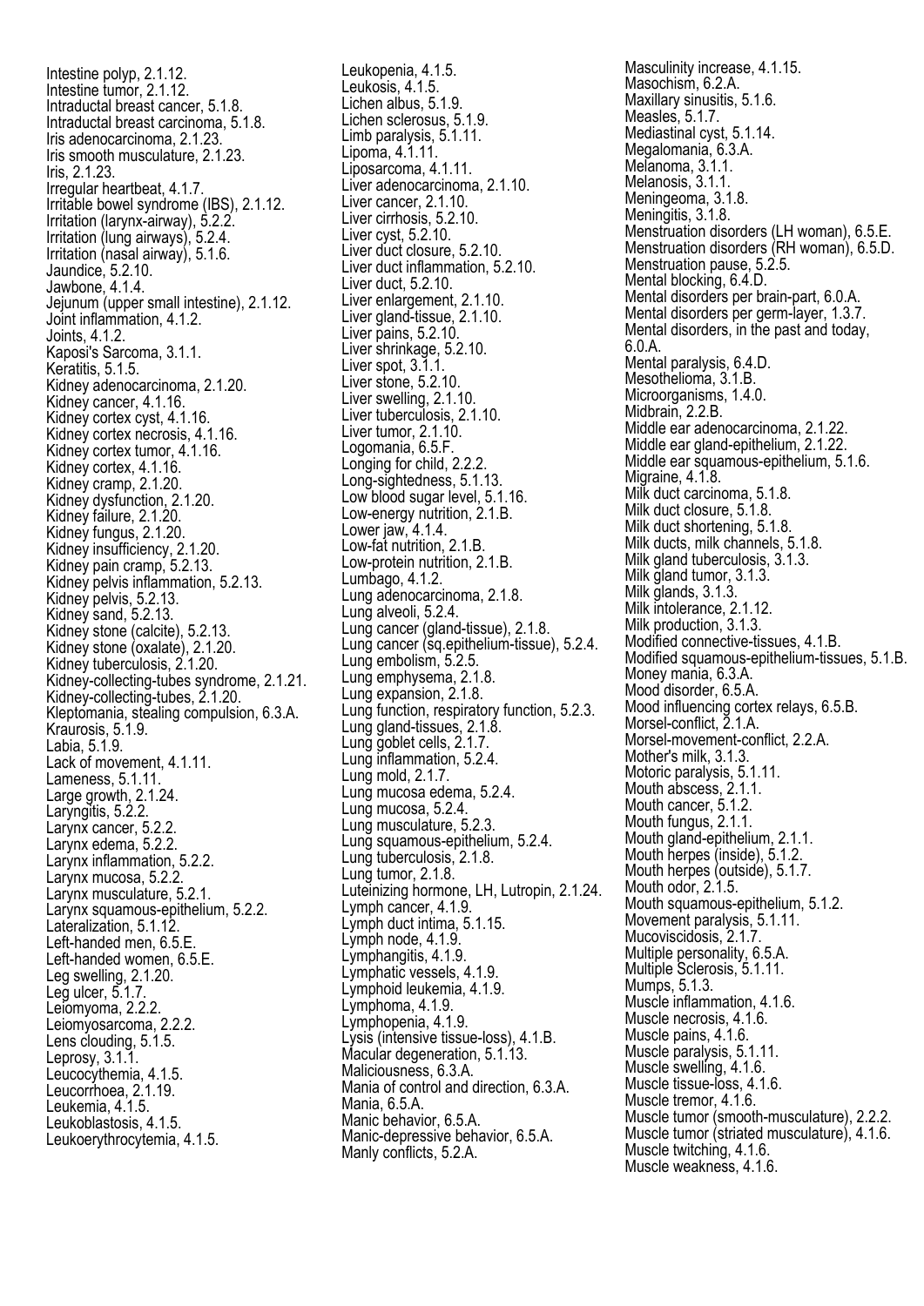Intestine polyp, 2.1.12.
Intestine tumor, 2.1.12.
Intraductal breast cancer, 5.1.8.
Intraductal breast carcinoma, 5.1.8.
Iris adenocarcinoma, 2.1.23.
Iris smooth musculature, 2.1.23.
Iris, 2.1.23.
Irregular heartbeat, 4.1.7.
Irritable bowel syndrome (IBS), 2.1.12.
Irritation (larynx-airway), 5.2.2.
Irritation (lung airways), 5.2.4.
Irritation (nasal airway), 5.1.6.
Jaundice, 5.2.10.
Jawbone, 4.1.4.
Jejunum (upper small intestine), 2.1.12.
Joint inflammation, 4.1.2.
Joints, 4.1.2.
Kaposi's Sarcoma, 3.1.1.
Keratitis, 5.1.5.
Kidney adenocarcinoma, 2.1.20.
Kidney cancer, 4.1.16.
Kidney cortex cyst, 4.1.16.
Kidney cortex necrosis, 4.1.16.
Kidney cortex tumor, 4.1.16.
Kidney cortex, 4.1.16.
Kidney cramp, 2.1.20.
Kidney dysfunction, 2.1.20.
Kidney failure, 2.1.20.
Kidney fungus, 2.1.20.
Kidney insufficiency, 2.1.20.
Kidney pain cramp, 5.2.13.
Kidney pelvis inflammation, 5.2.13.
Kidney pelvis, 5.2.13.
Kidney sand, 5.2.13.
Kidney stone (calcite), 5.2.13.
Kidney stone (oxalate), 2.1.20.
Kidney tuberculosis, 2.1.20.
Kidney-collecting-tubes syndrome, 2.1.21.
Kidney-collecting-tubes, 2.1.20.
Kleptomania, stealing compulsion, 6.3.A.
Kraurosis, 5.1.9.
Labia, 5.1.9.
Lack of movement, 4.1.11.
Lameness, 5.1.11.
Large growth, 2.1.24.
Laryngitis, 5.2.2.
Larynx cancer, 5.2.2.
Larynx edema, 5.2.2.
Larynx inflammation, 5.2.2.
Larynx mucosa, 5.2.2.
Larynx musculature, 5.2.1.
Larynx squamous-epithelium, 5.2.2.
Lateralization, 5.1.12.
Left-handed men, 6.5.E.
Left-handed women, 6.5.E.
Leg swelling, 2.1.20.
Leg ulcer, 5.1.7.
Leiomyoma, 2.2.2.
Leiomyosarcoma, 2.2.2.
Lens clouding, 5.1.5.
Leprosy, 3.1.1.
Leucocythemia, 4.1.5.
Leucorrhoea, 2.1.19.
Leukemia, 4.1.5.
Leukoblastosis, 4.1.5.
Leukoerythrocytemia, 4.1.5.
Leukopenia, 4.1.5.
Leukosis, 4.1.5.
Lichen albus, 5.1.9.
Lichen sclerosus, 5.1.9.
Limb paralysis, 5.1.11.
Lipoma, 4.1.11.
Liposarcoma, 4.1.11.
Liver adenocarcinoma, 2.1.10.
Liver cancer, 2.1.10.
Liver cirrhosis, 5.2.10.
Liver cyst, 5.2.10.
Liver duct closure, 5.2.10.
Liver duct inflammation, 5.2.10.
Liver duct, 5.2.10.
Liver enlargement, 2.1.10.
Liver gland-tissue, 2.1.10.
Liver pains, 5.2.10.
Liver shrinkage, 5.2.10.
Liver spot, 3.1.1.
Liver stone, 5.2.10.
Liver swelling, 2.1.10.
Liver tuberculosis, 2.1.10.
Liver tumor, 2.1.10.
Logomania, 6.5.F.
Longing for child, 2.2.2.
Long-sightedness, 5.1.13.
Low blood sugar level, 5.1.16.
Low-energy nutrition, 2.1.B.
Lower jaw, 4.1.4.
Low-fat nutrition, 2.1.B.
Low-protein nutrition, 2.1.B.
Lumbago, 4.1.2.
Lung adenocarcinoma, 2.1.8.
Lung alveoli, 5.2.4.
Lung cancer (gland-tissue), 2.1.8.
Lung cancer (sq.epithelium-tissue), 5.2.4.
Lung embolism, 5.2.5.
Lung emphysema, 2.1.8.
Lung expansion, 2.1.8.
Lung function, respiratory function, 5.2.3.
Lung gland-tissues, 2.1.8.
Lung goblet cells, 2.1.7.
Lung inflammation, 5.2.4.
Lung mold, 2.1.7.
Lung mucosa edema, 5.2.4.
Lung mucosa, 5.2.4.
Lung musculature, 5.2.3.
Lung squamous-epithelium, 5.2.4.
Lung tuberculosis, 2.1.8.
Lung tumor, 2.1.8.
Luteinizing hormone, LH, Lutropin, 2.1.24.
Lymph cancer, 4.1.9.
Lymph duct intima, 5.1.15.
Lymph node, 4.1.9.
Lymphangitis, 4.1.9.
Lymphatic vessels, 4.1.9.
Lymphoid leukemia, 4.1.9.
Lymphoma, 4.1.9.
Lymphopenia, 4.1.9.
Lysis (intensive tissue-loss), 4.1.B.
Macular degeneration, 5.1.13.
Maliciousness, 6.3.A.
Mania of control and direction, 6.3.A.
Mania, 6.5.A.
Manic behavior, 6.5.A.
Manic-depressive behavior, 6.5.A.
Manly conflicts, 5.2.A.
Masculinity increase, 4.1.15.
Masochism, 6.2.A.
Maxillary sinusitis, 5.1.6.
Measles, 5.1.7.
Mediastinal cyst, 5.1.14.
Megalomania, 6.3.A.
Melanoma, 3.1.1.
Melanosis, 3.1.1.
Meningeoma, 3.1.8.
Meningitis, 3.1.8.
Menstruation disorders (LH woman), 6.5.E.
Menstruation disorders (RH woman), 6.5.D.
Menstruation pause, 5.2.5.
Mental blocking, 6.4.D.
Mental disorders per brain-part, 6.0.A.
Mental disorders per germ-layer, 1.3.7.
Mental disorders, in the past and today, 6.0.A.
Mental paralysis, 6.4.D.
Mesothelioma, 3.1.B.
Microorganisms, 1.4.0.
Midbrain, 2.2.B.
Middle ear adenocarcinoma, 2.1.22.
Middle ear gland-epithelium, 2.1.22.
Middle ear squamous-epithelium, 5.1.6.
Migraine, 4.1.8.
Milk duct carcinoma, 5.1.8.
Milk duct closure, 5.1.8.
Milk duct shortening, 5.1.8.
Milk ducts, milk channels, 5.1.8.
Milk gland tuberculosis, 3.1.3.
Milk gland tumor, 3.1.3.
Milk glands, 3.1.3.
Milk intolerance, 2.1.12.
Milk production, 3.1.3.
Modified connective-tissues, 4.1.B.
Modified squamous-epithelium-tissues, 5.1.B.
Money mania, 6.3.A.
Mood disorder, 6.5.A.
Mood influencing cortex relays, 6.5.B.
Morsel-conflict, 2.1.A.
Morsel-movement-conflict, 2.2.A.
Mother's milk, 3.1.3.
Motoric paralysis, 5.1.11.
Mouth abscess, 2.1.1.
Mouth cancer, 5.1.2.
Mouth fungus, 2.1.1.
Mouth gland-epithelium, 2.1.1.
Mouth herpes (inside), 5.1.2.
Mouth herpes (outside), 5.1.7.
Mouth odor, 2.1.5.
Mouth squamous-epithelium, 5.1.2.
Movement paralysis, 5.1.11.
Mucoviscidosis, 2.1.7.
Multiple personality, 6.5.A.
Multiple Sclerosis, 5.1.11.
Mumps, 5.1.3.
Muscle inflammation, 4.1.6.
Muscle necrosis, 4.1.6.
Muscle pains, 4.1.6.
Muscle paralysis, 5.1.11.
Muscle swelling, 4.1.6.
Muscle tissue-loss, 4.1.6.
Muscle tremor, 4.1.6.
Muscle tumor (smooth-musculature), 2.2.2.
Muscle tumor (striated musculature), 4.1.6.
Muscle twitching, 4.1.6.
Muscle weakness, 4.1.6.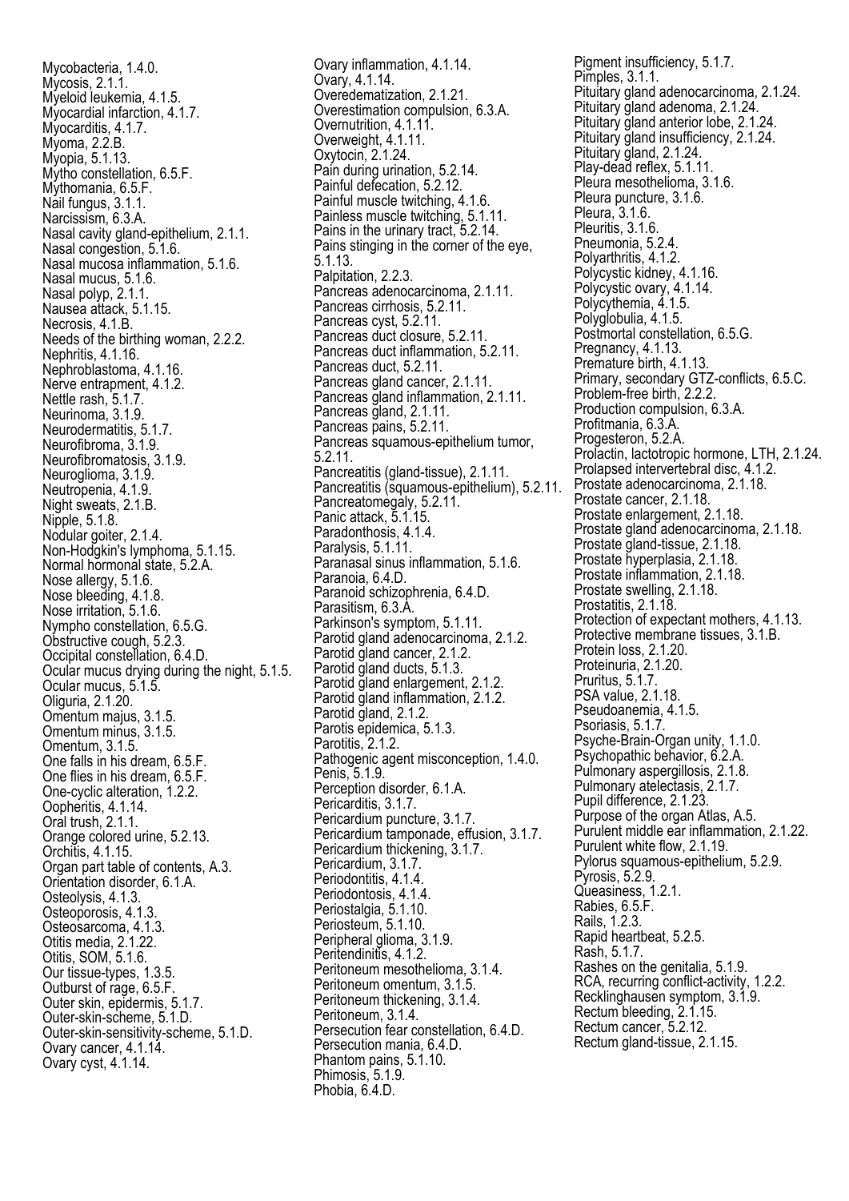Mycobacteria, 1.4.0.
Mycosis, 2.1.1.
Myeloid leukemia, 4.1.5.
Myocardial infarction, 4.1.7.
Myocarditis, 4.1.7.
Myoma, 2.2.B.
Myopia, 5.1.13.
Mytho constellation, 6.5.F.
Mythomania, 6.5.F.
Nail fungus, 3.1.1.
Narcissism, 6.3.A.
Nasal cavity gland-epithelium, 2.1.1.
Nasal congestion, 5.1.6.
Nasal mucosa inflammation, 5.1.6.
Nasal mucus, 5.1.6.
Nasal polyp, 2.1.1.
Nausea attack, 5.1.15.
Necrosis, 4.1.B.
Needs of the birthing woman, 2.2.2.
Nephritis, 4.1.16.
Nephroblastoma, 4.1.16.
Nerve entrapment, 4.1.2.
Nettle rash, 5.1.7.
Neurinoma, 3.1.9.
Neurodermatitis, 5.1.7.
Neurofibroma, 3.1.9.
Neurofibromatosis, 3.1.9.
Neuroglioma, 3.1.9.
Neutropenia, 4.1.9.
Night sweats, 2.1.B.
Nipple, 5.1.8.
Nodular goiter, 2.1.4.
Non-Hodgkin's lymphoma, 5.1.15.
Normal hormonal state, 5.2.A.
Nose allergy, 5.1.6.
Nose bleeding, 4.1.8.
Nose irritation, 5.1.6.
Nympho constellation, 6.5.G.
Obstructive cough, 5.2.3.
Occipital constellation, 6.4.D.
Ocular mucus drying during the night, 5.1.5.
Ocular mucus, 5.1.5.
Oliguria, 2.1.20.
Omentum majus, 3.1.5.
Omentum minus, 3.1.5.
Omentum, 3.1.5.
One falls in his dream, 6.5.F.
One flies in his dream, 6.5.F.
One-cyclic alteration, 1.2.2.
Oopheritis, 4.1.14.
Oral trush, 2.1.1.
Orange colored urine, 5.2.13.
Orchitis, 4.1.15.
Organ part table of contents, A.3.
Orientation disorder, 6.1.A.
Osteolysis, 4.1.3.
Osteoporosis, 4.1.3.
Osteosarcoma, 4.1.3.
Otitis media, 2.1.22.
Otitis, SOM, 5.1.6.
Our tissue-types, 1.3.5.
Outburst of rage, 6.5.F.
Outer skin, epidermis, 5.1.7.
Outer-skin-scheme, 5.1.D.
Outer-skin-sensitivity-scheme, 5.1.D.
Ovary cancer, 4.1.14.
Ovary cyst, 4.1.14.
Ovary inflammation, 4.1.14.
Ovary, 4.1.14.
Overedematization, 2.1.21.
Overestimation compulsion, 6.3.A.
Overnutrition, 4.1.11.
Overweight, 4.1.11.
Oxytocin, 2.1.24.
Pain during urination, 5.2.14.
Painful defecation, 5.2.12.
Painful muscle twitching, 4.1.6.
Painless muscle twitching, 5.1.11.
Pains in the urinary tract, 5.2.14.
Pains stinging in the corner of the eye, 5.1.13.
Palpitation, 2.2.3.
Pancreas adenocarcinoma, 2.1.11.
Pancreas cirrhosis, 5.2.11.
Pancreas cyst, 5.2.11.
Pancreas duct closure, 5.2.11.
Pancreas duct inflammation, 5.2.11.
Pancreas duct, 5.2.11.
Pancreas gland cancer, 2.1.11.
Pancreas gland inflammation, 2.1.11.
Pancreas gland, 2.1.11.
Pancreas pains, 5.2.11.
Pancreas squamous-epithelium tumor, 5.2.11.
Pancreatitis (gland-tissue), 2.1.11.
Pancreatitis (squamous-epithelium), 5.2.11.
Pancreatomegaly, 5.2.11.
Panic attack, 5.1.15.
Paradonthosis, 4.1.4.
Paralysis, 5.1.11.
Paranasal sinus inflammation, 5.1.6.
Paranoia, 6.4.D.
Paranoid schizophrenia, 6.4.D.
Parasitism, 6.3.A.
Parkinson's symptom, 5.1.11.
Parotid gland adenocarcinoma, 2.1.2.
Parotid gland cancer, 2.1.2.
Parotid gland ducts, 5.1.3.
Parotid gland enlargement, 2.1.2.
Parotid gland inflammation, 2.1.2.
Parotid gland, 2.1.2.
Parotis epidemica, 5.1.3.
Parotitis, 2.1.2.
Pathogenic agent misconception, 1.4.0.
Penis, 5.1.9.
Perception disorder, 6.1.A.
Pericarditis, 3.1.7.
Pericardium puncture, 3.1.7.
Pericardium tamponade, effusion, 3.1.7.
Pericardium thickening, 3.1.7.
Pericardium, 3.1.7.
Periodontitis, 4.1.4.
Periodontosis, 4.1.4.
Periostalgia, 5.1.10.
Periosteum, 5.1.10.
Peripheral glioma, 3.1.9.
Peritendinitis, 4.1.2.
Peritoneum mesothelioma, 3.1.4.
Peritoneum omentum, 3.1.5.
Peritoneum thickening, 3.1.4.
Peritoneum, 3.1.4.
Persecution fear constellation, 6.4.D.
Persecution mania, 6.4.D.
Phantom pains, 5.1.10.
Phimosis, 5.1.9.
Phobia, 6.4.D.
Pigment insufficiency, 5.1.7.
Pimples, 3.1.1.
Pituitary gland adenocarcinoma, 2.1.24.
Pituitary gland adenoma, 2.1.24.
Pituitary gland anterior lobe, 2.1.24.
Pituitary gland insufficiency, 2.1.24.
Pituitary gland, 2.1.24.
Play-dead reflex, 5.1.11.
Pleura mesothelioma, 3.1.6.
Pleura puncture, 3.1.6.
Pleura, 3.1.6.
Pleuritis, 3.1.6.
Pneumonia, 5.2.4.
Polyarthritis, 4.1.2.
Polycystic kidney, 4.1.16.
Polycystic ovary, 4.1.14.
Polycythemia, 4.1.5.
Polyglobulia, 4.1.5.
Postmortal constellation, 6.5.G.
Pregnancy, 4.1.13.
Premature birth, 4.1.13.
Primary, secondary GTZ-conflicts, 6.5.C.
Problem-free birth, 2.2.2.
Production compulsion, 6.3.A.
Profitmania, 6.3.A.
Progesteron, 5.2.A.
Prolactin, lactotropic hormone, LTH, 2.1.24.
Prolapsed intervertebral disc, 4.1.2.
Prostate adenocarcinoma, 2.1.18.
Prostate cancer, 2.1.18.
Prostate enlargement, 2.1.18.
Prostate gland adenocarcinoma, 2.1.18.
Prostate gland-tissue, 2.1.18.
Prostate hyperplasia, 2.1.18.
Prostate inflammation, 2.1.18.
Prostate swelling, 2.1.18.
Prostatitis, 2.1.18.
Protection of expectant mothers, 4.1.13.
Protective membrane tissues, 3.1.B.
Protein loss, 2.1.20.
Proteinuria, 2.1.20.
Pruritus, 5.1.7.
PSA value, 2.1.18.
Pseudoanemia, 4.1.5.
Psoriasis, 5.1.7.
Psyche-Brain-Organ unity, 1.1.0.
Psychopathic behavior, 6.2.A.
Pulmonary aspergillosis, 2.1.8.
Pulmonary atelectasis, 2.1.7.
Pupil difference, 2.1.23.
Purpose of the organ Atlas, A.5.
Purulent middle ear inflammation, 2.1.22.
Purulent white flow, 2.1.19.
Pylorus squamous-epithelium, 5.2.9.
Pyrosis, 5.2.9.
Queasiness, 1.2.1.
Rabies, 6.5.F.
Rails, 1.2.3.
Rapid heartbeat, 5.2.5.
Rash, 5.1.7.
Rashes on the genitalia, 5.1.9.
RCA, recurring conflict-activity, 1.2.2.
Recklinghausen symptom, 3.1.9.
Rectum bleeding, 2.1.15.
Rectum cancer, 5.2.12.
Rectum gland-tissue, 2.1.15.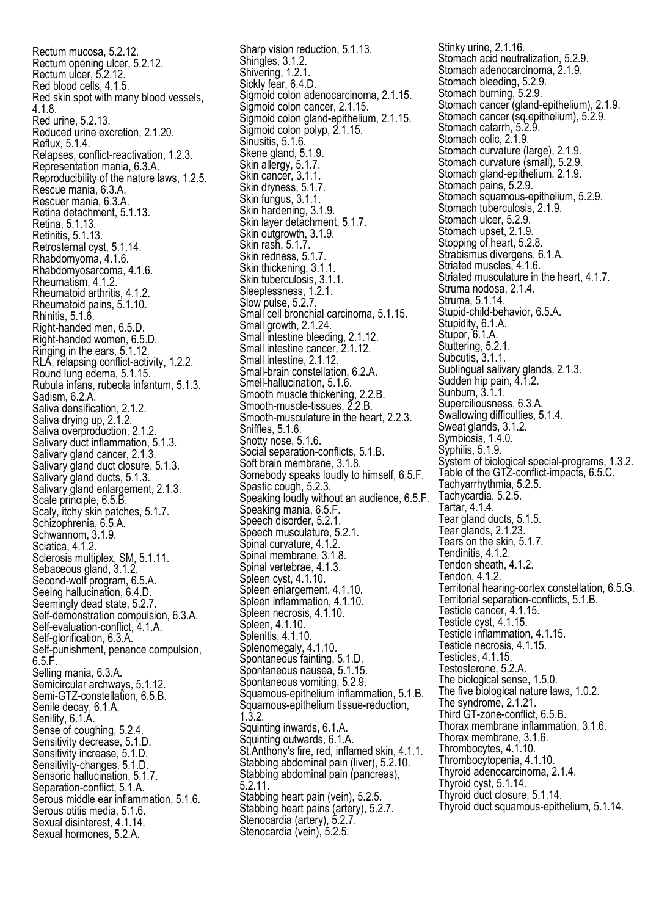Rectum mucosa, 5.2.12.
Rectum opening ulcer, 5.2.12.
Rectum ulcer, 5.2.12.
Red blood cells, 4.1.5.
Red skin spot with many blood vessels, 4.1.8.
Red urine, 5.2.13.
Reduced urine excretion, 2.1.20.
Reflux, 5.1.4.
Relapses, conflict-reactivation, 1.2.3.
Representation mania, 6.3.A.
Reproducibility of the nature laws, 1.2.5.
Rescue mania, 6.3.A.
Rescuer mania, 6.3.A.
Retina detachment, 5.1.13.
Retina, 5.1.13.
Retinitis, 5.1.13.
Retrosternal cyst, 5.1.14.
Rhabdomyoma, 4.1.6.
Rhabdomyosarcoma, 4.1.6.
Rheumatism, 4.1.2.
Rheumatoid arthritis, 4.1.2.
Rheumatoid pains, 5.1.10.
Rhinitis, 5.1.6.
Right-handed men, 6.5.D.
Right-handed women, 6.5.D.
Ringing in the ears, 5.1.12.
RLA, relapsing conflict-activity, 1.2.2.
Round lung edema, 5.1.15.
Rubula infans, rubeola infantum, 5.1.3.
Sadism, 6.2.A.
Saliva densification, 2.1.2.
Saliva drying up, 2.1.2.
Saliva overproduction, 2.1.2.
Salivary duct inflammation, 5.1.3.
Salivary gland cancer, 2.1.3.
Salivary gland duct closure, 5.1.3.
Salivary gland ducts, 5.1.3.
Salivary gland enlargement, 2.1.3.
Scale principle, 6.5.B.
Scaly, itchy skin patches, 5.1.7.
Schizophrenia, 6.5.A.
Schwannom, 3.1.9.
Sciatica, 4.1.2.
Sclerosis multiplex, SM, 5.1.11.
Sebaceous gland, 3.1.2.
Second-wolf program, 6.5.A.
Seeing hallucination, 6.4.D.
Seemingly dead state, 5.2.7.
Self-demonstration compulsion, 6.3.A.
Self-evaluation-conflict, 4.1.A.
Self-glorification, 6.3.A.
Self-punishment, penance compulsion, 6.5.F.
Selling mania, 6.3.A.
Semicircular archways, 5.1.12.
Semi-GTZ-constellation, 6.5.B.
Senile decay, 6.1.A.
Senility, 6.1.A.
Sense of coughing, 5.2.4.
Sensitivity decrease, 5.1.D.
Sensitivity increase, 5.1.D.
Sensitivity-changes, 5.1.D.
Sensoric hallucination, 5.1.7.
Separation-conflict, 5.1.A.
Serous middle ear inflammation, 5.1.6.
Serous otitis media, 5.1.6.
Sexual disinterest, 4.1.14.
Sexual hormones, 5.2.A.
Sharp vision reduction, 5.1.13.
Shingles, 3.1.2.
Shivering, 1.2.1.
Sickly fear, 6.4.D.
Sigmoid colon adenocarcinoma, 2.1.15.
Sigmoid colon cancer, 2.1.15.
Sigmoid colon gland-epithelium, 2.1.15.
Sigmoid colon polyp, 2.1.15.
Sinusitis, 5.1.6.
Skene gland, 5.1.9.
Skin allergy, 5.1.7.
Skin cancer, 3.1.1.
Skin dryness, 5.1.7.
Skin fungus, 3.1.1.
Skin hardening, 3.1.9.
Skin layer detachment, 5.1.7.
Skin outgrowth, 3.1.9.
Skin rash, 5.1.7.
Skin redness, 5.1.7.
Skin thickening, 3.1.1.
Skin tuberculosis, 3.1.1.
Sleeplessness, 1.2.1.
Slow pulse, 5.2.7.
Small cell bronchial carcinoma, 5.1.15.
Small growth, 2.1.24.
Small intestine bleeding, 2.1.12.
Small intestine cancer, 2.1.12.
Small intestine, 2.1.12.
Small-brain constellation, 6.2.A.
Smell-hallucination, 5.1.6.
Smooth muscle thickening, 2.2.B.
Smooth-muscle-tissues, 2.2.B.
Smooth-musculature in the heart, 2.2.3.
Sniffles, 5.1.6.
Snotty nose, 5.1.6.
Social separation-conflicts, 5.1.B.
Soft brain membrane, 3.1.8.
Somebody speaks loudly to himself, 6.5.F.
Spastic cough, 5.2.3.
Speaking loudly without an audience, 6.5.F.
Speaking mania, 6.5.F.
Speech disorder, 5.2.1.
Speech musculature, 5.2.1.
Spinal curvature, 4.1.2.
Spinal membrane, 3.1.8.
Spinal vertebrae, 4.1.3.
Spleen cyst, 4.1.10.
Spleen enlargement, 4.1.10.
Spleen inflammation, 4.1.10.
Spleen necrosis, 4.1.10.
Spleen, 4.1.10.
Splenitis, 4.1.10.
Splenomegaly, 4.1.10.
Spontaneous fainting, 5.1.D.
Spontaneous nausea, 5.1.15.
Spontaneous vomiting, 5.2.9.
Squamous-epithelium inflammation, 5.1.B.
Squamous-epithelium tissue-reduction, 1.3.2.
Squinting inwards, 6.1.A.
Squinting outwards, 6.1.A.
St.Anthony's fire, red, inflamed skin, 4.1.1.
Stabbing abdominal pain (liver), 5.2.10.
Stabbing abdominal pain (pancreas), 5.2.11.
Stabbing heart pain (vein), 5.2.5.
Stabbing heart pains (artery), 5.2.7.
Stenocardia (artery), 5.2.7.
Stenocardia (vein), 5.2.5.
Stinky urine, 2.1.16.
Stomach acid neutralization, 5.2.9.
Stomach adenocarcinoma, 2.1.9.
Stomach bleeding, 5.2.9.
Stomach burning, 5.2.9.
Stomach cancer (gland-epithelium), 2.1.9.
Stomach cancer (sq.epithelium), 5.2.9.
Stomach catarrh, 5.2.9.
Stomach colic, 2.1.9.
Stomach curvature (large), 2.1.9.
Stomach curvature (small), 5.2.9.
Stomach gland-epithelium, 2.1.9.
Stomach pains, 5.2.9.
Stomach squamous-epithelium, 5.2.9.
Stomach tuberculosis, 2.1.9.
Stomach ulcer, 5.2.9.
Stomach upset, 2.1.9.
Stopping of heart, 5.2.8.
Strabismus divergens, 6.1.A.
Striated muscles, 4.1.6.
Striated musculature in the heart, 4.1.7.
Struma nodosa, 2.1.4.
Struma, 5.1.14.
Stupid-child-behavior, 6.5.A.
Stupidity, 6.1.A.
Stupor, 6.1.A.
Stuttering, 5.2.1.
Subcutis, 3.1.1.
Sublingual salivary glands, 2.1.3.
Sudden hip pain, 4.1.2.
Sunburn, 3.1.1.
Superciliousness, 6.3.A.
Swallowing difficulties, 5.1.4.
Sweat glands, 3.1.2.
Symbiosis, 1.4.0.
Syphilis, 5.1.9.
System of biological special-programs, 1.3.2.
Table of the GTZ-conflict-impacts, 6.5.C.
Tachyarrhythmia, 5.2.5.
Tachycardia, 5.2.5.
Tartar, 4.1.4.
Tear gland ducts, 5.1.5.
Tear glands, 2.1.23.
Tears on the skin, 5.1.7.
Tendinitis, 4.1.2.
Tendon sheath, 4.1.2.
Tendon, 4.1.2.
Territorial hearing-cortex constellation, 6.5.G.
Territorial separation-conflicts, 5.1.B.
Testicle cancer, 4.1.15.
Testicle cyst, 4.1.15.
Testicle inflammation, 4.1.15.
Testicle necrosis, 4.1.15.
Testicles, 4.1.15.
Testosterone, 5.2.A.
The biological sense, 1.5.0.
The five biological nature laws, 1.0.2.
The syndrome, 2.1.21.
Third GT-zone-conflict, 6.5.B.
Thorax membrane inflammation, 3.1.6.
Thorax membrane, 3.1.6.
Thrombocytes, 4.1.10.
Thrombocytopenia, 4.1.10.
Thyroid adenocarcinoma, 2.1.4.
Thyroid cyst, 5.1.14.
Thyroid duct closure, 5.1.14.
Thyroid duct squamous-epithelium, 5.1.14.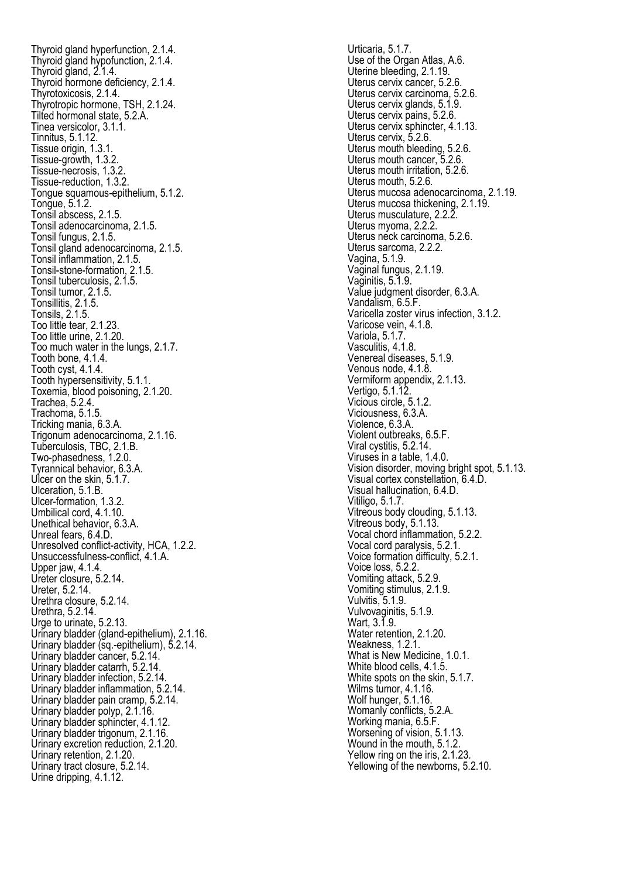Thyroid gland hyperfunction, 2.1.4.
Thyroid gland hypofunction, 2.1.4.
Thyroid gland, 2.1.4.
Thyroid hormone deficiency, 2.1.4.
Thyrotoxicosis, 2.1.4.
Thyrotropic hormone, TSH, 2.1.24.
Tilted hormonal state, 5.2.A.
Tinea versicolor, 3.1.1.
Tinnitus, 5.1.12.
Tissue origin, 1.3.1.
Tissue-growth, 1.3.2.
Tissue-necrosis, 1.3.2.
Tissue-reduction, 1.3.2.
Tongue squamous-epithelium, 5.1.2.
Tongue, 5.1.2.
Tonsil abscess, 2.1.5.
Tonsil adenocarcinoma, 2.1.5.
Tonsil fungus, 2.1.5.
Tonsil gland adenocarcinoma, 2.1.5.
Tonsil inflammation, 2.1.5.
Tonsil-stone-formation, 2.1.5.
Tonsil tuberculosis, 2.1.5.
Tonsil tumor, 2.1.5.
Tonsillitis, 2.1.5.
Tonsils, 2.1.5.
Too little tear, 2.1.23.
Too little urine, 2.1.20.
Too much water in the lungs, 2.1.7.
Tooth bone, 4.1.4.
Tooth cyst, 4.1.4.
Tooth hypersensitivity, 5.1.1.
Toxemia, blood poisoning, 2.1.20.
Trachea, 5.2.4.
Trachoma, 5.1.5.
Tricking mania, 6.3.A.
Trigonum adenocarcinoma, 2.1.16.
Tuberculosis, TBC, 2.1.B.
Two-phasedness, 1.2.0.
Tyrannical behavior, 6.3.A.
Ulcer on the skin, 5.1.7.
Ulceration, 5.1.B.
Ulcer-formation, 1.3.2.
Umbilical cord, 4.1.10.
Unethical behavior, 6.3.A.
Unreal fears, 6.4.D.
Unresolved conflict-activity, HCA, 1.2.2.
Unsuccessfulness-conflict, 4.1.A.
Upper jaw, 4.1.4.
Ureter closure, 5.2.14.
Ureter, 5.2.14.
Urethra closure, 5.2.14.
Urethra, 5.2.14.
Urge to urinate, 5.2.13.
Urinary bladder (gland-epithelium), 2.1.16.
Urinary bladder (sq.-epithelium), 5.2.14.
Urinary bladder cancer, 5.2.14.
Urinary bladder catarrh, 5.2.14.
Urinary bladder infection, 5.2.14.
Urinary bladder inflammation, 5.2.14.
Urinary bladder pain cramp, 5.2.14.
Urinary bladder polyp, 2.1.16.
Urinary bladder sphincter, 4.1.12.
Urinary bladder trigonum, 2.1.16.
Urinary excretion reduction, 2.1.20.
Urinary retention, 2.1.20.
Urinary tract closure, 5.2.14.
Urine dripping, 4.1.12.
Urticaria, 5.1.7.
Use of the Organ Atlas, A.6.
Uterine bleeding, 2.1.19.
Uterus cervix cancer, 5.2.6.
Uterus cervix carcinoma, 5.2.6.
Uterus cervix glands, 5.1.9.
Uterus cervix pains, 5.2.6.
Uterus cervix sphincter, 4.1.13.
Uterus cervix, 5.2.6.
Uterus mouth bleeding, 5.2.6.
Uterus mouth cancer, 5.2.6.
Uterus mouth irritation, 5.2.6.
Uterus mouth, 5.2.6.
Uterus mucosa adenocarcinoma, 2.1.19.
Uterus mucosa thickening, 2.1.19.
Uterus musculature, 2.2.2.
Uterus myoma, 2.2.2.
Uterus neck carcinoma, 5.2.6.
Uterus sarcoma, 2.2.2.
Vagina, 5.1.9.
Vaginal fungus, 2.1.19.
Vaginitis, 5.1.9.
Value judgment disorder, 6.3.A.
Vandalism, 6.5.F.
Varicella zoster virus infection, 3.1.2.
Varicose vein, 4.1.8.
Variola, 5.1.7.
Vasculitis, 4.1.8.
Venereal diseases, 5.1.9.
Venous node, 4.1.8.
Vermiform appendix, 2.1.13.
Vertigo, 5.1.12.
Vicious circle, 5.1.2.
Viciousness, 6.3.A.
Violence, 6.3.A.
Violent outbreaks, 6.5.F.
Viral cystitis, 5.2.14.
Viruses in a table, 1.4.0.
Vision disorder, moving bright spot, 5.1.13.
Visual cortex constellation, 6.4.D.
Visual hallucination, 6.4.D.
Vitiligo, 5.1.7.
Vitreous body clouding, 5.1.13.
Vitreous body, 5.1.13.
Vocal chord inflammation, 5.2.2.
Vocal cord paralysis, 5.2.1.
Voice formation difficulty, 5.2.1.
Voice loss, 5.2.2.
Vomiting attack, 5.2.9.
Vomiting stimulus, 2.1.9.
Vulvitis, 5.1.9.
Vulvovaginitis, 5.1.9.
Wart, 3.1.9.
Water retention, 2.1.20.
Weakness, 1.2.1.
What is New Medicine, 1.0.1.
White blood cells, 4.1.5.
White spots on the skin, 5.1.7.
Wilms tumor, 4.1.16.
Wolf hunger, 5.1.16.
Womanly conflicts, 5.2.A.
Working mania, 6.5.F.
Worsening of vision, 5.1.13.
Wound in the mouth, 5.1.2.
Yellow ring on the iris, 2.1.23.
Yellowing of the newborns, 5.2.10.